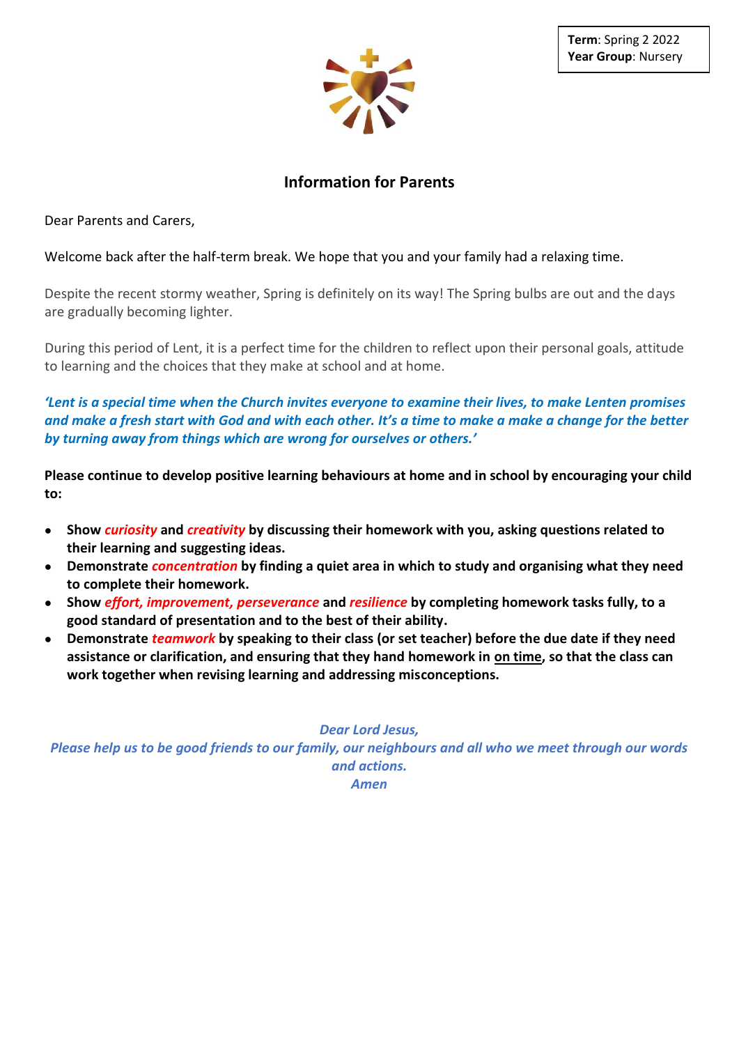**Term**: Spring 2 2022
**Year Group**: Nursery

## Information for Parents

Dear Parents and Carers,

Welcome back after the half-term break. We hope that you and your family had a relaxing time.

Despite the recent stormy weather, Spring is definitely on its way! The Spring bulbs are out and the days are gradually becoming lighter.

During this period of Lent, it is a perfect time for the children to reflect upon their personal goals, attitude to learning and the choices that they make at school and at home.

***'Lent is a special time when the Church invites everyone to examine their lives, to make Lenten promises and make a fresh start with God and with each other. It's a time to make a make a change for the better by turning away from things which are wrong for ourselves or others.'***

**Please continue to develop positive learning behaviours at home and in school by encouraging your child to:**

- **Show *curiosity* and *creativity* by discussing their homework with you, asking questions related to their learning and suggesting ideas.**
- **Demonstrate *concentration* by finding a quiet area in which to study and organising what they need to complete their homework.**
- **Show *effort, improvement, perseverance* and *resilience* by completing homework tasks fully, to a good standard of presentation and to the best of their ability.**
- **Demonstrate *teamwork* by speaking to their class (or set teacher) before the due date if they need assistance or clarification, and ensuring that they hand homework in <u>on time</u>, so that the class can work together when revising learning and addressing misconceptions.**

*Dear Lord Jesus,*
*Please help us to be good friends to our family, our neighbours and all who we meet through our words and actions.*
*Amen*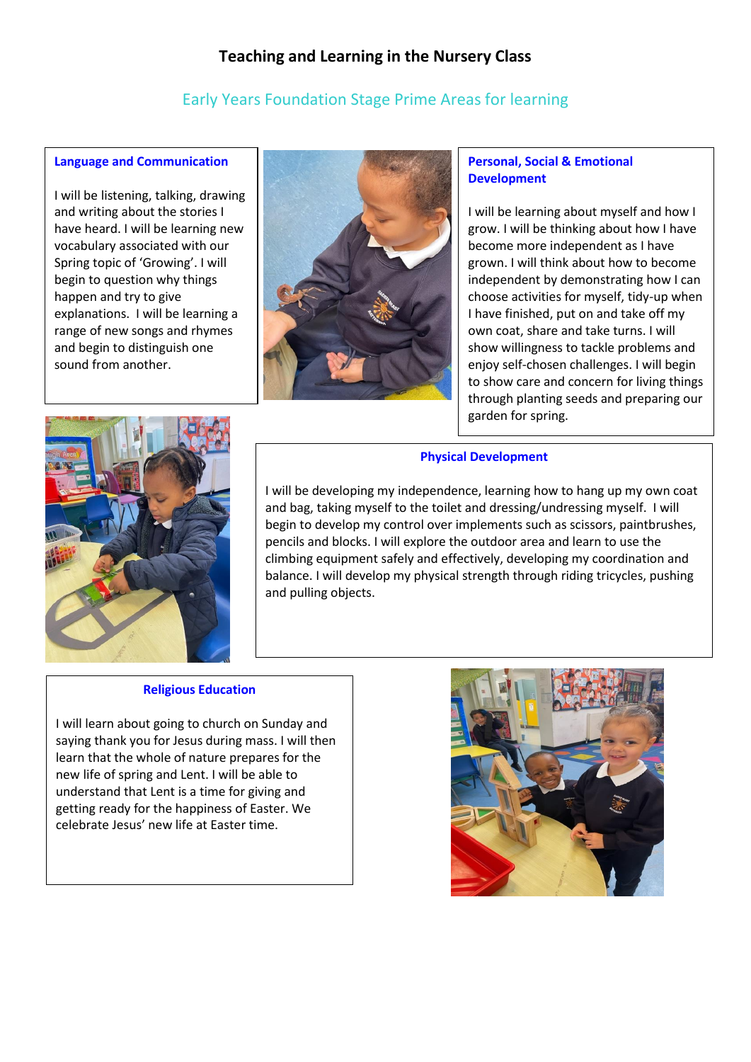# Teaching and Learning in the Nursery Class

## Early Years Foundation Stage Prime Areas for learning

### Language and Communication

I will be listening, talking, drawing and writing about the stories I have heard. I will be learning new vocabulary associated with our Spring topic of 'Growing'. I will begin to question why things happen and try to give explanations. I will be learning a range of new songs and rhymes and begin to distinguish one sound from another.

### Personal, Social & Emotional Development

I will be learning about myself and how I grow. I will be thinking about how I have become more independent as I have grown. I will think about how to become independent by demonstrating how I can choose activities for myself, tidy-up when I have finished, put on and take off my own coat, share and take turns. I will show willingness to tackle problems and enjoy self-chosen challenges. I will begin to show care and concern for living things through planting seeds and preparing our garden for spring.

### Physical Development

I will be developing my independence, learning how to hang up my own coat and bag, taking myself to the toilet and dressing/undressing myself. I will begin to develop my control over implements such as scissors, paintbrushes, pencils and blocks. I will explore the outdoor area and learn to use the climbing equipment safely and effectively, developing my coordination and balance. I will develop my physical strength through riding tricycles, pushing and pulling objects.

### Religious Education

I will learn about going to church on Sunday and saying thank you for Jesus during mass. I will then learn that the whole of nature prepares for the new life of spring and Lent. I will be able to understand that Lent is a time for giving and getting ready for the happiness of Easter. We celebrate Jesus' new life at Easter time.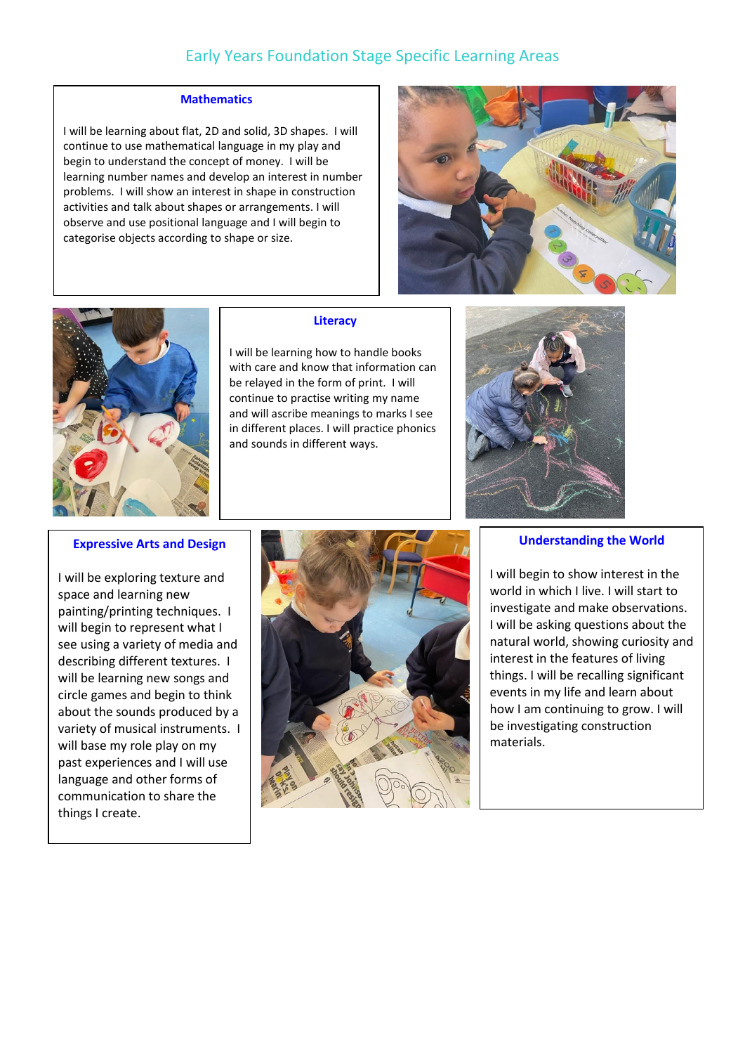# Early Years Foundation Stage Specific Learning Areas

## Mathematics

I will be learning about flat, 2D and solid, 3D shapes. I will continue to use mathematical language in my play and begin to understand the concept of money. I will be learning number names and develop an interest in number problems. I will show an interest in shape in construction activities and talk about shapes or arrangements. I will observe and use positional language and I will begin to categorise objects according to shape or size.

## Literacy

I will be learning how to handle books with care and know that information can be relayed in the form of print. I will continue to practise writing my name and will ascribe meanings to marks I see in different places. I will practice phonics and sounds in different ways.

## Expressive Arts and Design

I will be exploring texture and space and learning new painting/printing techniques. I will begin to represent what I see using a variety of media and describing different textures. I will be learning new songs and circle games and begin to think about the sounds produced by a variety of musical instruments. I will base my role play on my past experiences and I will use language and other forms of communication to share the things I create.

## Understanding the World

I will begin to show interest in the world in which I live. I will start to investigate and make observations. I will be asking questions about the natural world, showing curiosity and interest in the features of living things. I will be recalling significant events in my life and learn about how I am continuing to grow. I will be investigating construction materials.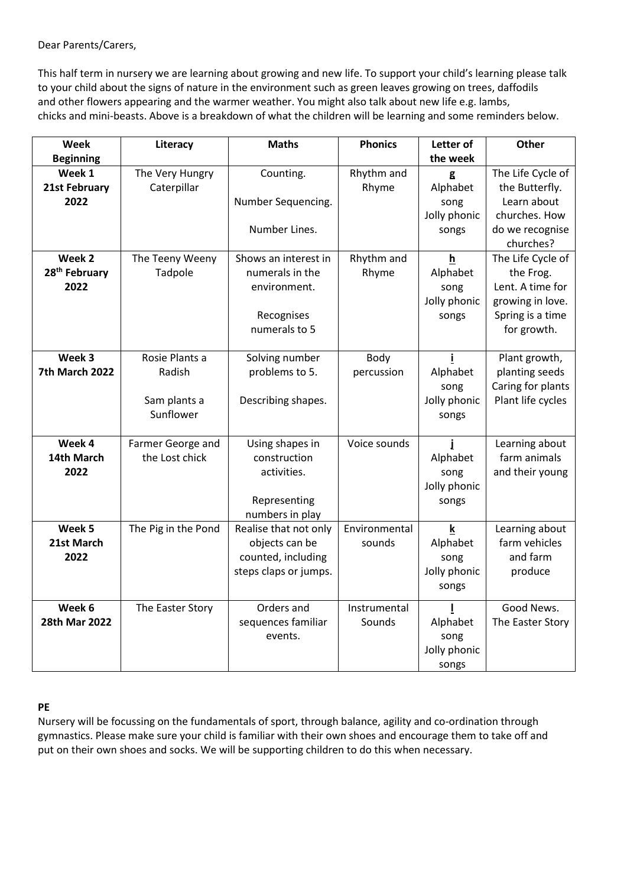Dear Parents/Carers,

This half term in nursery we are learning about growing and new life. To support your child's learning please talk to your child about the signs of nature in the environment such as green leaves growing on trees, daffodils and other flowers appearing and the warmer weather. You might also talk about new life e.g. lambs, chicks and mini-beasts. Above is a breakdown of what the children will be learning and some reminders below.

| Week Beginning | Literacy | Maths | Phonics | Letter of the week | Other |
|---|---|---|---|---|---|
| **Week 1 21st February 2022** | The Very Hungry Caterpillar | Counting. Number Sequencing. Number Lines. | Rhythm and Rhyme | **g** Alphabet song Jolly phonic songs | The Life Cycle of the Butterfly. Learn about churches. How do we recognise churches? |
| **Week 2 28th February 2022** | The Teeny Weeny Tadpole | Shows an interest in numerals in the environment. Recognises numerals to 5 | Rhythm and Rhyme | **h** Alphabet song Jolly phonic songs | The Life Cycle of the Frog. Lent. A time for growing in love. Spring is a time for growth. |
| **Week 3 7th March 2022** | Rosie Plants a Radish Sam plants a Sunflower | Solving number problems to 5. Describing shapes. | Body percussion | **i** Alphabet song Jolly phonic songs | Plant growth, planting seeds Caring for plants Plant life cycles |
| **Week 4 14th March 2022** | Farmer George and the Lost chick | Using shapes in construction activities. Representing numbers in play | Voice sounds | **j** Alphabet song Jolly phonic songs | Learning about farm animals and their young |
| **Week 5 21st March 2022** | The Pig in the Pond | Realise that not only objects can be counted, including steps claps or jumps. | Environmental sounds | **k** Alphabet song Jolly phonic songs | Learning about farm vehicles and farm produce |
| **Week 6 28th Mar 2022** | The Easter Story | Orders and sequences familiar events. | Instrumental Sounds | **l** Alphabet song Jolly phonic songs | Good News. The Easter Story |

**PE**

Nursery will be focussing on the fundamentals of sport, through balance, agility and co-ordination through gymnastics. Please make sure your child is familiar with their own shoes and encourage them to take off and put on their own shoes and socks. We will be supporting children to do this when necessary.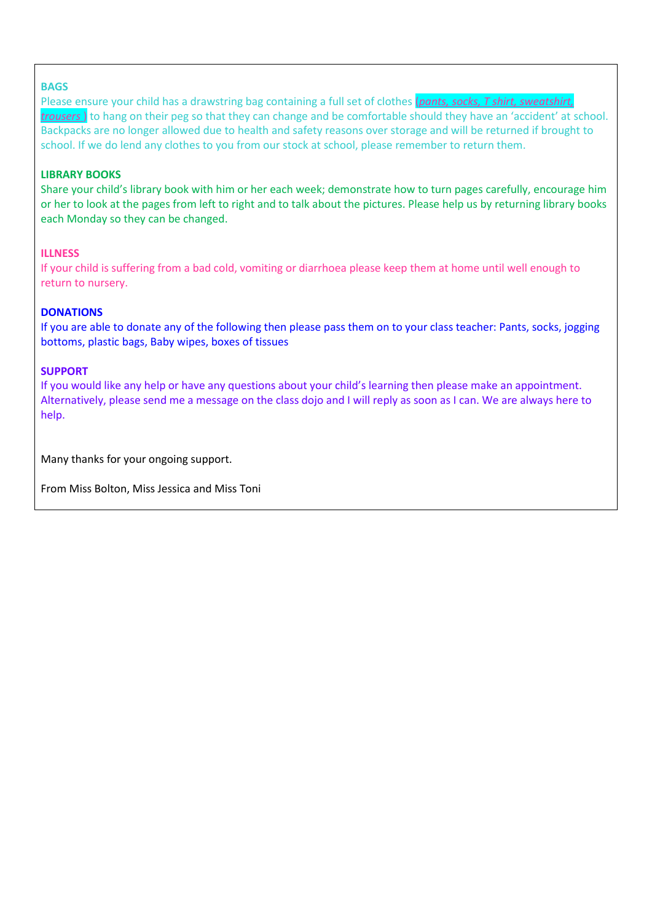**BAGS**

Please ensure your child has a drawstring bag containing a full set of clothes (*pants, socks, T shirt, sweatshirt, trousers* ) to hang on their peg so that they can change and be comfortable should they have an 'accident' at school. Backpacks are no longer allowed due to health and safety reasons over storage and will be returned if brought to school. If we do lend any clothes to you from our stock at school, please remember to return them.

**LIBRARY BOOKS**

Share your child's library book with him or her each week; demonstrate how to turn pages carefully, encourage him or her to look at the pages from left to right and to talk about the pictures. Please help us by returning library books each Monday so they can be changed.

**ILLNESS**

If your child is suffering from a bad cold, vomiting or diarrhoea please keep them at home until well enough to return to nursery.

**DONATIONS**

If you are able to donate any of the following then please pass them on to your class teacher: Pants, socks, jogging bottoms, plastic bags, Baby wipes, boxes of tissues

**SUPPORT**

If you would like any help or have any questions about your child's learning then please make an appointment. Alternatively, please send me a message on the class dojo and I will reply as soon as I can. We are always here to help.

Many thanks for your ongoing support.

From Miss Bolton, Miss Jessica and Miss Toni